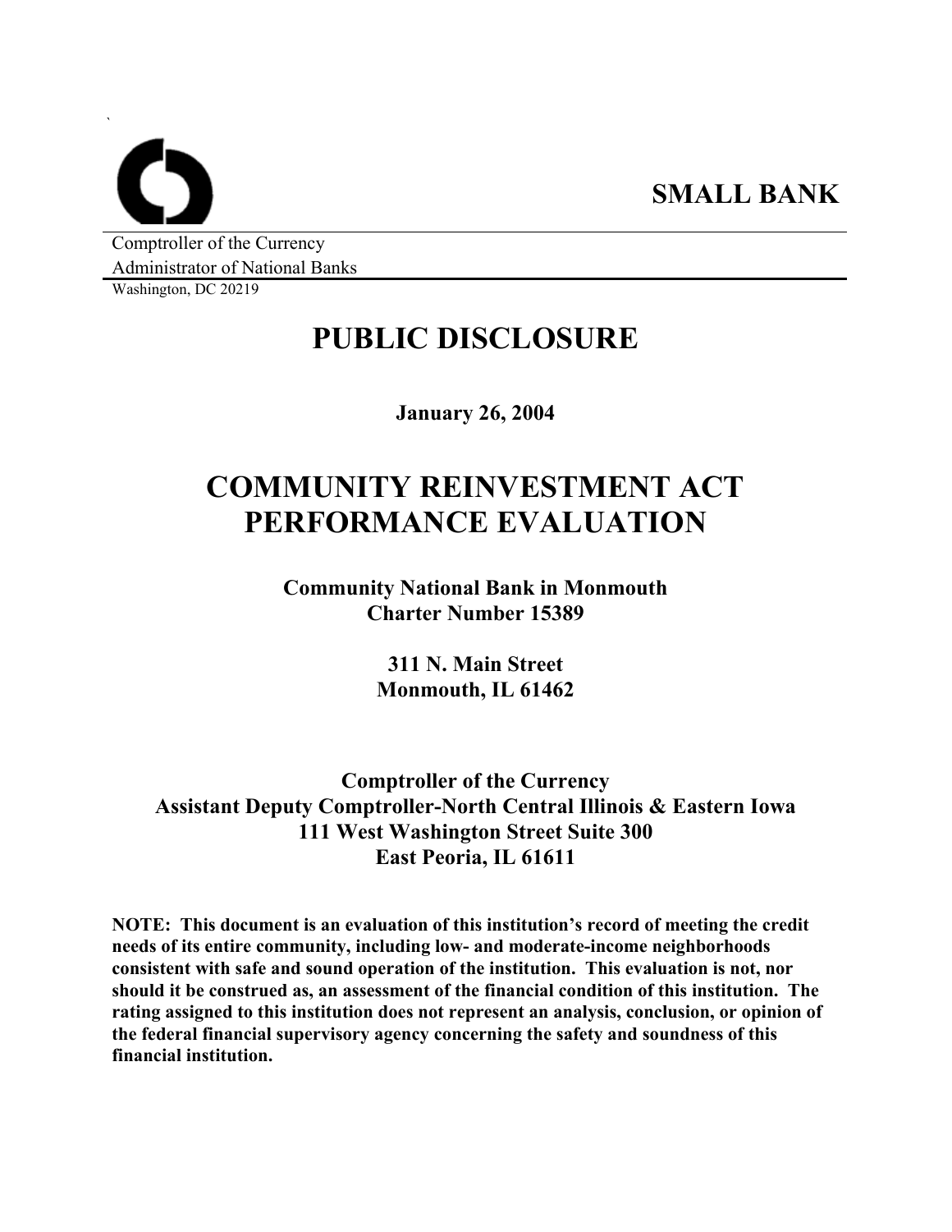**SMALL BANK**

Comptroller of the Currency
Administrator of National Banks
Washington, DC 20219

# PUBLIC DISCLOSURE

**January 26, 2004**

# COMMUNITY REINVESTMENT ACT PERFORMANCE EVALUATION

**Community National Bank in Monmouth**
**Charter Number 15389**

**311 N. Main Street**
**Monmouth, IL 61462**

**Comptroller of the Currency**
**Assistant Deputy Comptroller-North Central Illinois & Eastern Iowa**
**111 West Washington Street Suite 300**
**East Peoria, IL 61611**

**NOTE: This document is an evaluation of this institution's record of meeting the credit needs of its entire community, including low- and moderate-income neighborhoods consistent with safe and sound operation of the institution. This evaluation is not, nor should it be construed as, an assessment of the financial condition of this institution. The rating assigned to this institution does not represent an analysis, conclusion, or opinion of the federal financial supervisory agency concerning the safety and soundness of this financial institution.**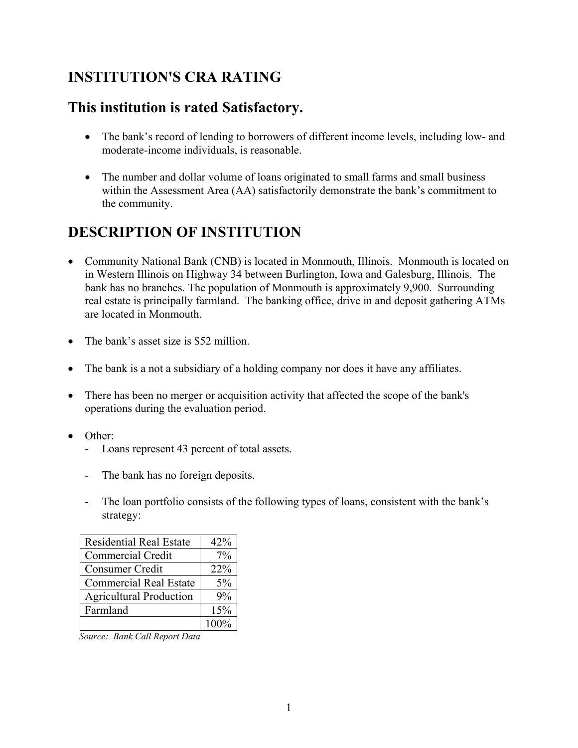# INSTITUTION'S CRA RATING

## This institution is rated Satisfactory.

- The bank's record of lending to borrowers of different income levels, including low- and moderate-income individuals, is reasonable.
- The number and dollar volume of loans originated to small farms and small business within the Assessment Area (AA) satisfactorily demonstrate the bank's commitment to the community.

# DESCRIPTION OF INSTITUTION

- Community National Bank (CNB) is located in Monmouth, Illinois. Monmouth is located on in Western Illinois on Highway 34 between Burlington, Iowa and Galesburg, Illinois. The bank has no branches. The population of Monmouth is approximately 9,900. Surrounding real estate is principally farmland. The banking office, drive in and deposit gathering ATMs are located in Monmouth.
- The bank's asset size is $52 million.
- The bank is a not a subsidiary of a holding company nor does it have any affiliates.
- There has been no merger or acquisition activity that affected the scope of the bank's operations during the evaluation period.
- Other:
  - Loans represent 43 percent of total assets.
  - The bank has no foreign deposits.
  - The loan portfolio consists of the following types of loans, consistent with the bank's strategy:

| Loan Type | Percent |
|---|---|
| Residential Real Estate | 42% |
| Commercial Credit | 7% |
| Consumer Credit | 22% |
| Commercial Real Estate | 5% |
| Agricultural Production | 9% |
| Farmland | 15% |
| | 100% |

*Source: Bank Call Report Data*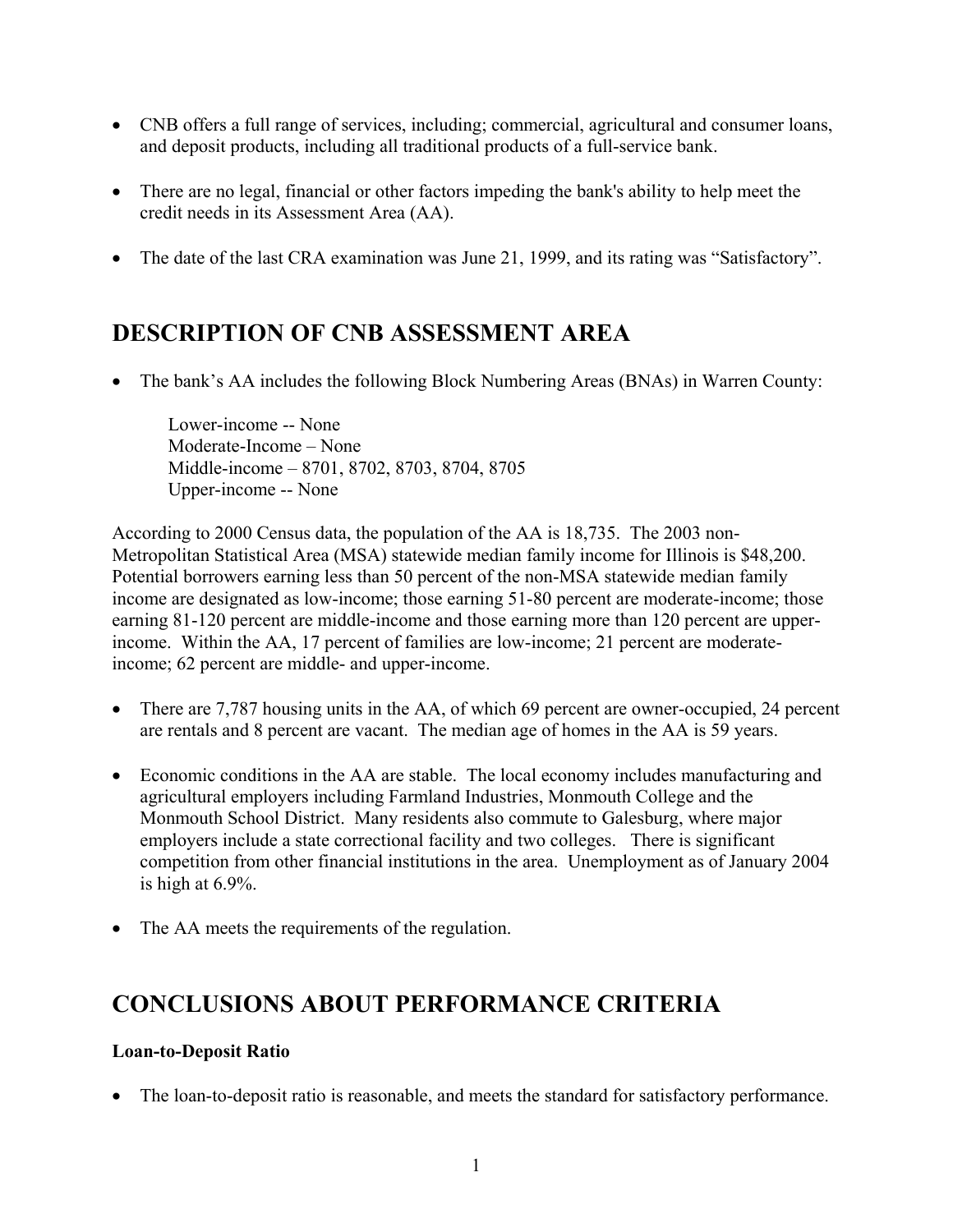- CNB offers a full range of services, including; commercial, agricultural and consumer loans, and deposit products, including all traditional products of a full-service bank.

- There are no legal, financial or other factors impeding the bank's ability to help meet the credit needs in its Assessment Area (AA).

- The date of the last CRA examination was June 21, 1999, and its rating was "Satisfactory".

## DESCRIPTION OF CNB ASSESSMENT AREA

- The bank's AA includes the following Block Numbering Areas (BNAs) in Warren County:

  Lower-income -- None
  Moderate-Income – None
  Middle-income – 8701, 8702, 8703, 8704, 8705
  Upper-income -- None

According to 2000 Census data, the population of the AA is 18,735. The 2003 non-Metropolitan Statistical Area (MSA) statewide median family income for Illinois is $48,200. Potential borrowers earning less than 50 percent of the non-MSA statewide median family income are designated as low-income; those earning 51-80 percent are moderate-income; those earning 81-120 percent are middle-income and those earning more than 120 percent are upper-income. Within the AA, 17 percent of families are low-income; 21 percent are moderate-income; 62 percent are middle- and upper-income.

- There are 7,787 housing units in the AA, of which 69 percent are owner-occupied, 24 percent are rentals and 8 percent are vacant. The median age of homes in the AA is 59 years.

- Economic conditions in the AA are stable. The local economy includes manufacturing and agricultural employers including Farmland Industries, Monmouth College and the Monmouth School District. Many residents also commute to Galesburg, where major employers include a state correctional facility and two colleges. There is significant competition from other financial institutions in the area. Unemployment as of January 2004 is high at 6.9%.

- The AA meets the requirements of the regulation.

## CONCLUSIONS ABOUT PERFORMANCE CRITERIA

**Loan-to-Deposit Ratio**

- The loan-to-deposit ratio is reasonable, and meets the standard for satisfactory performance.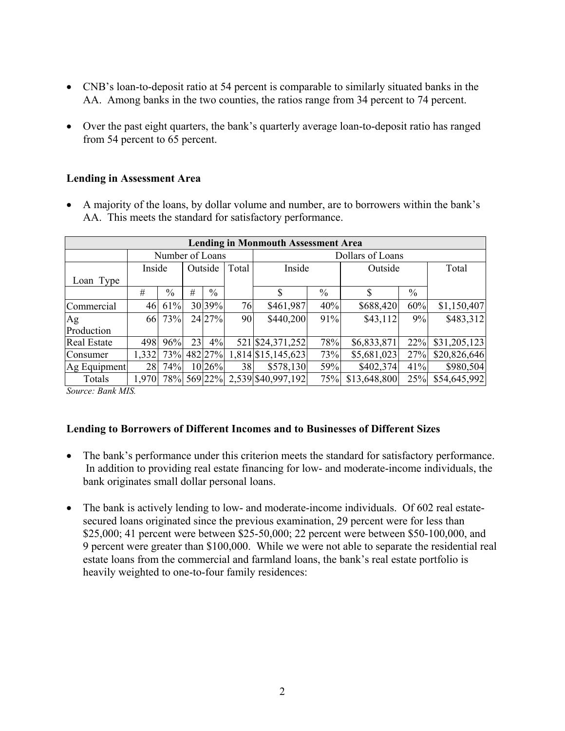- CNB's loan-to-deposit ratio at 54 percent is comparable to similarly situated banks in the AA. Among banks in the two counties, the ratios range from 34 percent to 74 percent.

- Over the past eight quarters, the bank's quarterly average loan-to-deposit ratio has ranged from 54 percent to 65 percent.

### Lending in Assessment Area

- A majority of the loans, by dollar volume and number, are to borrowers within the bank's AA. This meets the standard for satisfactory performance.

| Lending in Monmouth Assessment Area | | | | | | | | | | |
|---|---|---|---|---|---|---|---|---|---|---|
| | Number of Loans | | | | | Dollars of Loans | | | | |
| Loan Type | Inside | | Outside | | Total | Inside | | Outside | | Total |
| | # | % | # | % | | $ | % | $ | % | |
| Commercial | 46 | 61% | 30 | 39% | 76 | $461,987 | 40% | $688,420 | 60% | $1,150,407 |
| Ag Production | 66 | 73% | 24 | 27% | 90 | $440,200 | 91% | $43,112 | 9% | $483,312 |
| Real Estate | 498 | 96% | 23 | 4% | 521 | $24,371,252 | 78% | $6,833,871 | 22% | $31,205,123 |
| Consumer | 1,332 | 73% | 482 | 27% | 1,814 | $15,145,623 | 73% | $5,681,023 | 27% | $20,826,646 |
| Ag Equipment | 28 | 74% | 10 | 26% | 38 | $578,130 | 59% | $402,374 | 41% | $980,504 |
| Totals | 1,970 | 78% | 569 | 22% | 2,539 | $40,997,192 | 75% | $13,648,800 | 25% | $54,645,992 |

*Source: Bank MIS.*

### Lending to Borrowers of Different Incomes and to Businesses of Different Sizes

- The bank's performance under this criterion meets the standard for satisfactory performance. In addition to providing real estate financing for low- and moderate-income individuals, the bank originates small dollar personal loans.

- The bank is actively lending to low- and moderate-income individuals. Of 602 real estate-secured loans originated since the previous examination, 29 percent were for less than $25,000; 41 percent were between $25-50,000; 22 percent were between $50-100,000, and 9 percent were greater than $100,000. While we were not able to separate the residential real estate loans from the commercial and farmland loans, the bank's real estate portfolio is heavily weighted to one-to-four family residences: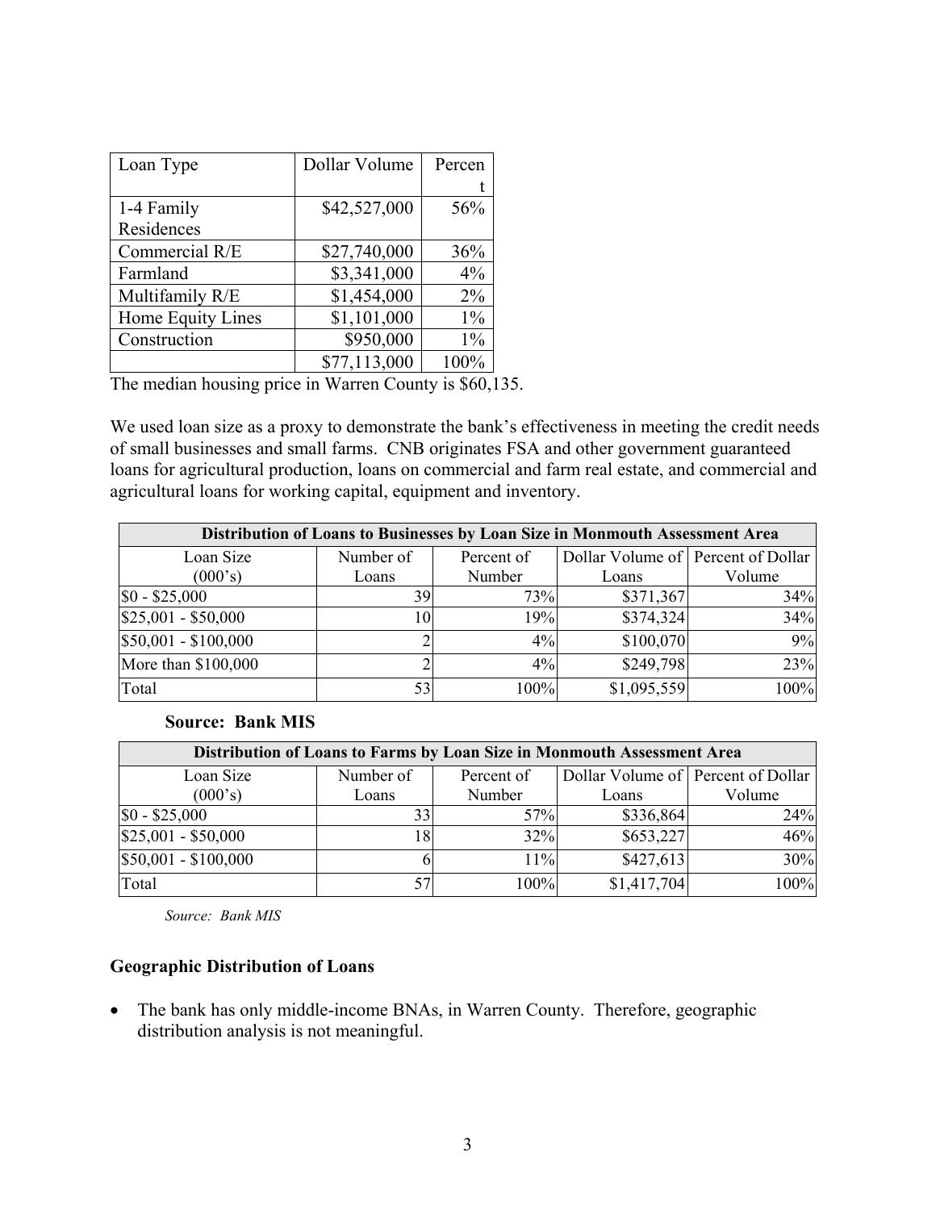| Loan Type | Dollar Volume | Percent |
|---|---|---|
| 1-4 Family Residences | $42,527,000 | 56% |
| Commercial R/E | $27,740,000 | 36% |
| Farmland | $3,341,000 | 4% |
| Multifamily R/E | $1,454,000 | 2% |
| Home Equity Lines | $1,101,000 | 1% |
| Construction | $950,000 | 1% |
| | $77,113,000 | 100% |

The median housing price in Warren County is $60,135.

We used loan size as a proxy to demonstrate the bank's effectiveness in meeting the credit needs of small businesses and small farms. CNB originates FSA and other government guaranteed loans for agricultural production, loans on commercial and farm real estate, and commercial and agricultural loans for working capital, equipment and inventory.

| **Distribution of Loans to Businesses by Loan Size in Monmouth Assessment Area** | | | | |
|---|---|---|---|---|
| Loan Size (000's) | Number of Loans | Percent of Number | Dollar Volume of Loans | Percent of Dollar Volume |
| $0 - $25,000 | 39 | 73% | $371,367 | 34% |
| $25,001 - $50,000 | 10 | 19% | $374,324 | 34% |
| $50,001 - $100,000 | 2 | 4% | $100,070 | 9% |
| More than $100,000 | 2 | 4% | $249,798 | 23% |
| Total | 53 | 100% | $1,095,559 | 100% |

**Source: Bank MIS**

| **Distribution of Loans to Farms by Loan Size in Monmouth Assessment Area** | | | | |
|---|---|---|---|---|
| Loan Size (000's) | Number of Loans | Percent of Number | Dollar Volume of Loans | Percent of Dollar Volume |
| $0 - $25,000 | 33 | 57% | $336,864 | 24% |
| $25,001 - $50,000 | 18 | 32% | $653,227 | 46% |
| $50,001 - $100,000 | 6 | 11% | $427,613 | 30% |
| Total | 57 | 100% | $1,417,704 | 100% |

*Source: Bank MIS*

**Geographic Distribution of Loans**

- The bank has only middle-income BNAs, in Warren County. Therefore, geographic distribution analysis is not meaningful.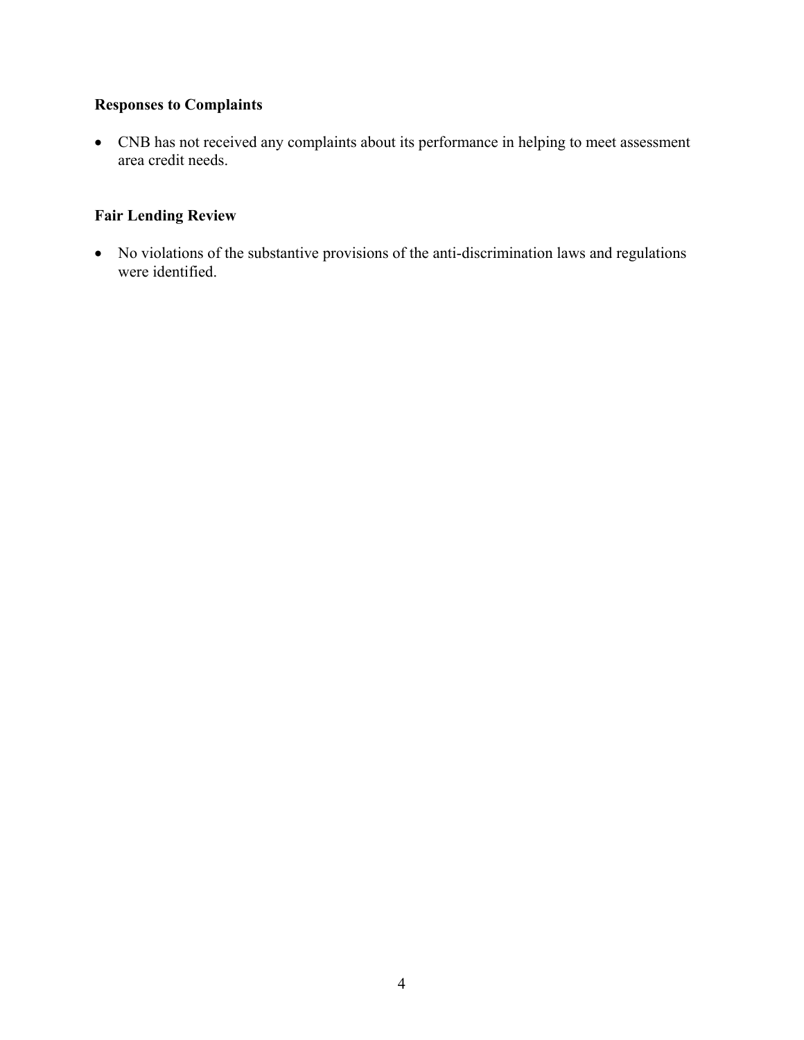### Responses to Complaints

- CNB has not received any complaints about its performance in helping to meet assessment area credit needs.

### Fair Lending Review

- No violations of the substantive provisions of the anti-discrimination laws and regulations were identified.